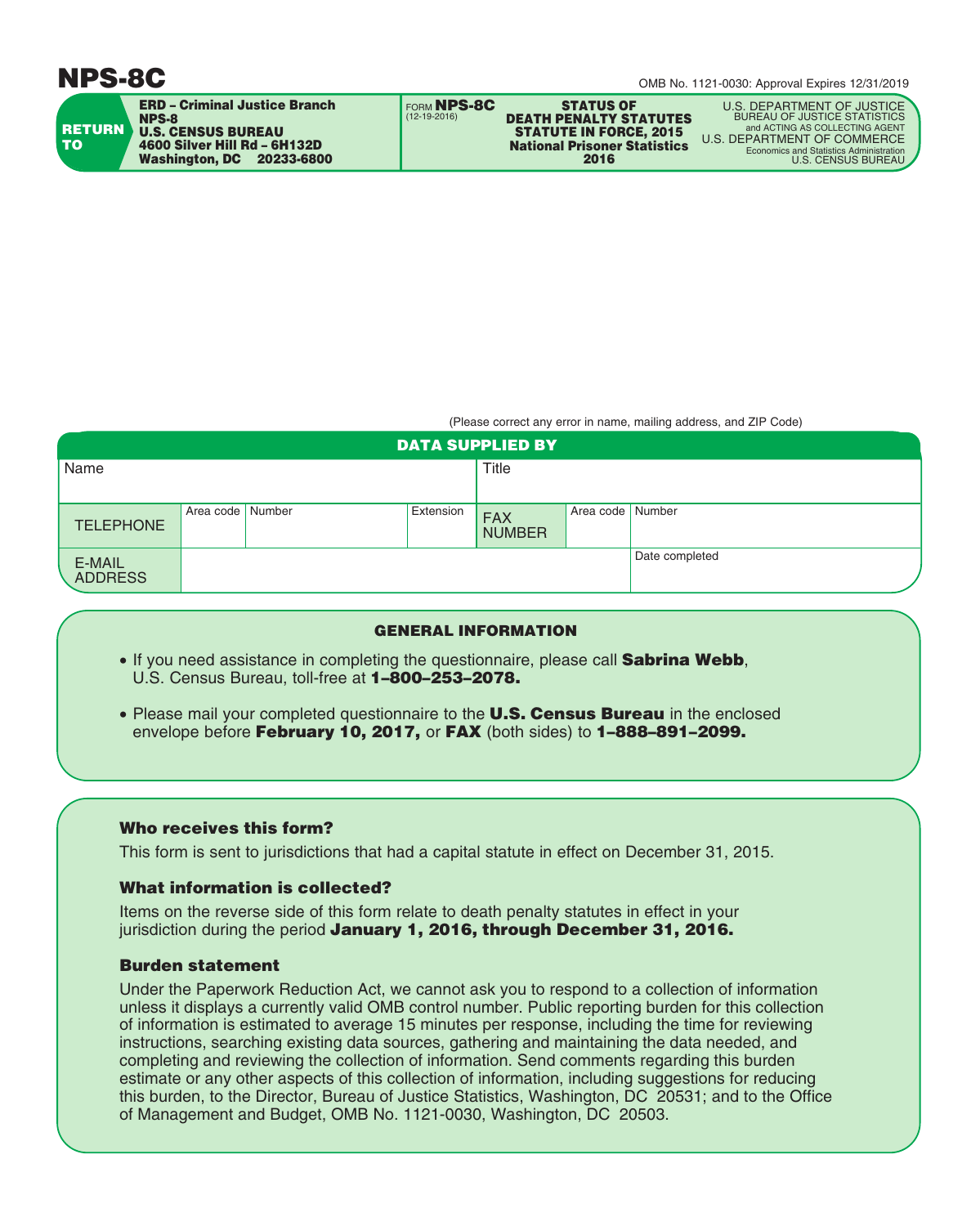# NPS-8C

OMB No. 1121-0030: Approval Expires 12/31/2019

**RETURN TO**

**ERD – Criminal Justice Branch**
**NPS-8**
**U.S. CENSUS BUREAU**
**4600 Silver Hill Rd – 6H132D**
**Washington, DC 20233-6800**

FORM **NPS-8C**
(12-19-2016)

**STATUS OF DEATH PENALTY STATUTES**
**STATUTE IN FORCE, 2015**
**National Prisoner Statistics**
**2016**

U.S. DEPARTMENT OF JUSTICE
BUREAU OF JUSTICE STATISTICS
and ACTING AS COLLECTING AGENT
U.S. DEPARTMENT OF COMMERCE
Economics and Statistics Administration
U.S. CENSUS BUREAU

(Please correct any error in name, mailing address, and ZIP Code)

## DATA SUPPLIED BY

| Name | | | | Title | | |
|---|---|---|---|---|---|---|
| TELEPHONE | Area code | Number | Extension | FAX NUMBER | Area code | Number |
| E-MAIL ADDRESS | | | | | | Date completed |

## GENERAL INFORMATION

- If you need assistance in completing the questionnaire, please call **Sabrina Webb**, U.S. Census Bureau, toll-free at **1–800–253–2078.**
- Please mail your completed questionnaire to the **U.S. Census Bureau** in the enclosed envelope before **February 10, 2017,** or **FAX** (both sides) to **1–888–891–2099.**

### Who receives this form?

This form is sent to jurisdictions that had a capital statute in effect on December 31, 2015.

### What information is collected?

Items on the reverse side of this form relate to death penalty statutes in effect in your jurisdiction during the period **January 1, 2016, through December 31, 2016.**

### Burden statement

Under the Paperwork Reduction Act, we cannot ask you to respond to a collection of information unless it displays a currently valid OMB control number. Public reporting burden for this collection of information is estimated to average 15 minutes per response, including the time for reviewing instructions, searching existing data sources, gathering and maintaining the data needed, and completing and reviewing the collection of information. Send comments regarding this burden estimate or any other aspects of this collection of information, including suggestions for reducing this burden, to the Director, Bureau of Justice Statistics, Washington, DC 20531; and to the Office of Management and Budget, OMB No. 1121-0030, Washington, DC 20503.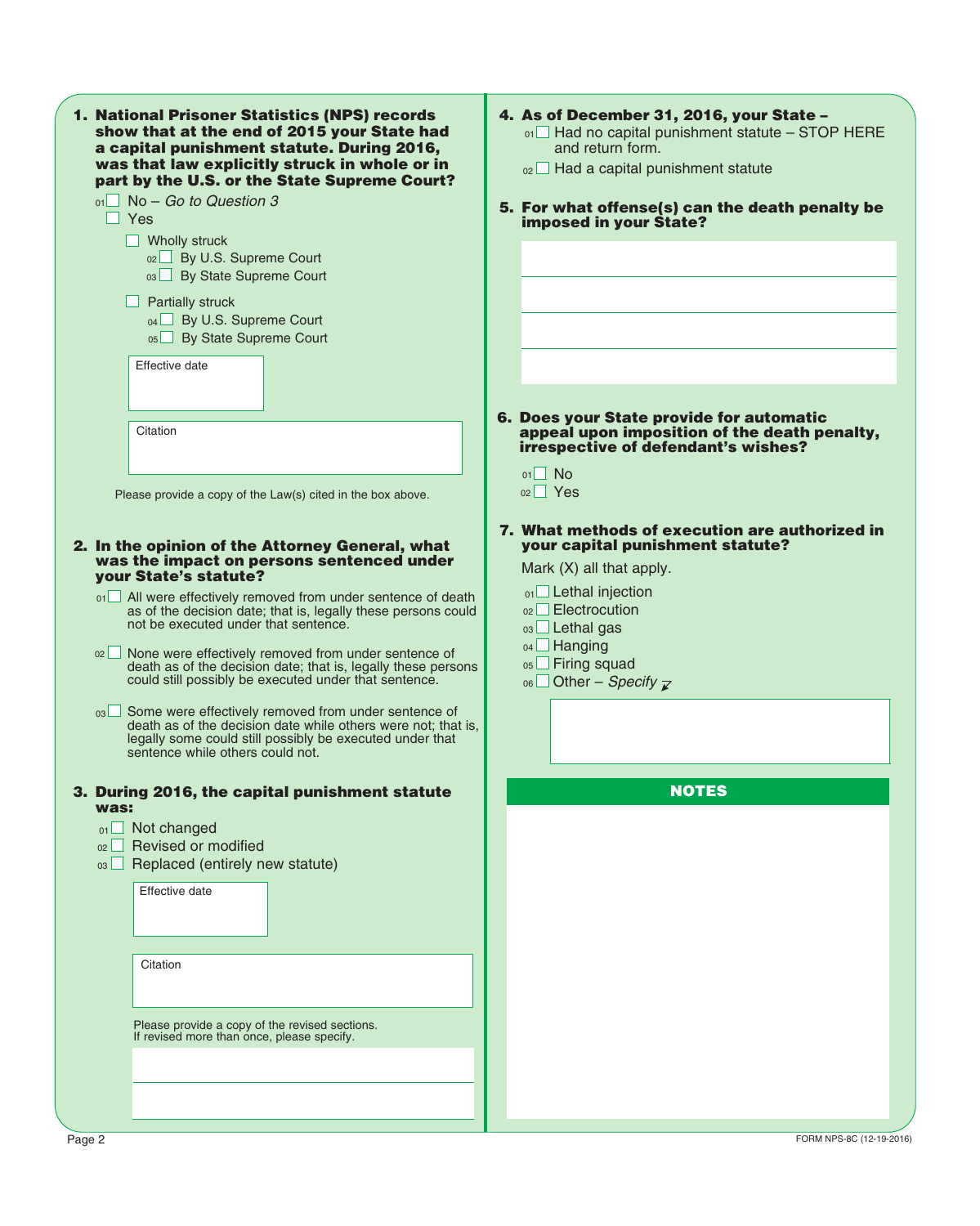**1. National Prisoner Statistics (NPS) records show that at the end of 2015 your State had a capital punishment statute. During 2016, was that law explicitly struck in whole or in part by the U.S. or the State Supreme Court?**

- 01 ☐ No – *Go to Question 3*
- ☐ Yes
  - ☐ Wholly struck
    - 02 ☐ By U.S. Supreme Court
    - 03 ☐ By State Supreme Court
  - ☐ Partially struck
    - 04 ☐ By U.S. Supreme Court
    - 05 ☐ By State Supreme Court

Effective date

Citation

Please provide a copy of the Law(s) cited in the box above.

**2. In the opinion of the Attorney General, what was the impact on persons sentenced under your State's statute?**

- 01 ☐ All were effectively removed from under sentence of death as of the decision date; that is, legally these persons could not be executed under that sentence.
- 02 ☐ None were effectively removed from under sentence of death as of the decision date; that is, legally these persons could still possibly be executed under that sentence.
- 03 ☐ Some were effectively removed from under sentence of death as of the decision date while others were not; that is, legally some could still possibly be executed under that sentence while others could not.

**3. During 2016, the capital punishment statute was:**

- 01 ☐ Not changed
- 02 ☐ Revised or modified
- 03 ☐ Replaced (entirely new statute)

Effective date

Citation

Please provide a copy of the revised sections.
If revised more than once, please specify.

**4. As of December 31, 2016, your State –**

- 01 ☐ Had no capital punishment statute – STOP HERE and return form.
- 02 ☐ Had a capital punishment statute

**5. For what offense(s) can the death penalty be imposed in your State?**

**6. Does your State provide for automatic appeal upon imposition of the death penalty, irrespective of defendant's wishes?**

- 01 ☐ No
- 02 ☐ Yes

**7. What methods of execution are authorized in your capital punishment statute?**

Mark (X) all that apply.

- 01 ☐ Lethal injection
- 02 ☐ Electrocution
- 03 ☐ Lethal gas
- 04 ☐ Hanging
- 05 ☐ Firing squad
- 06 ☐ Other – *Specify*

**NOTES**

FORM NPS-8C (12-19-2016)